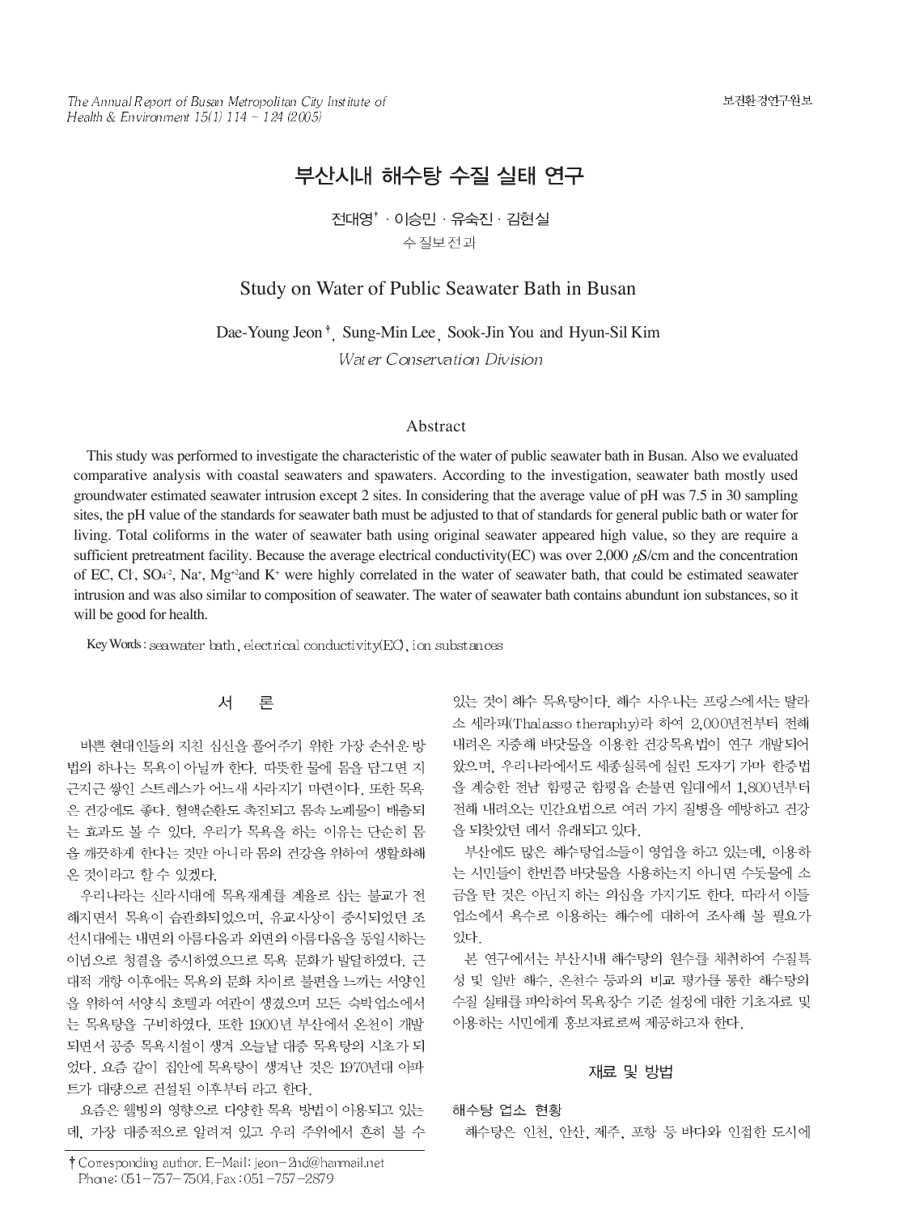# 부산시내 해수탕 수질 실태 연구

전대영[†] · 이승민 · 유숙진 · 김현실

수질보전과

# Study on Water of Public Seawater Bath in Busan

Dae-Young Jeon[†], Sung-Min Lee, Sook-Jin You and Hyun-Sil Kim

*Water Conservation Division*

## Abstract

This study was performed to investigate the characteristic of the water of public seawater bath in Busan. Also we evaluated comparative analysis with coastal seawaters and spawaters. According to the investigation, seawater bath mostly used groundwater estimated seawater intrusion except 2 sites. In considering that the average value of pH was 7.5 in 30 sampling sites, the pH value of the standards for seawater bath must be adjusted to that of standards for general public bath or water for living. Total coliforms in the water of seawater bath using original seawater appeared high value, so they are require a sufficient pretreatment facility. Because the average electrical conductivity(EC) was over 2,000 $\mu$S/cm and the concentration of EC, $Cl^-$, $SO_4^{-2}$, $Na^+$, $Mg^{+2}$and $K^+$ were highly correlated in the water of seawater bath, that could be estimated seawater intrusion and was also similar to composition of seawater. The water of seawater bath contains abundunt ion substances, so it will be good for health.

Key Words : seawater bath, electrical conductivity(EC), ion substances

## 서 론

바쁜 현대인들의 지친 심신을 풀어주기 위한 가장 손쉬운 방법의 하나는 목욕이 아닐까 한다. 따뜻한 물에 몸을 담그면 지근지근 쌓인 스트레스가 어느새 사라지기 마련이다. 또한 목욕은 건강에도 좋다. 혈액순환도 촉진되고 몸속 노폐물이 배출되는 효과도 볼 수 있다. 우리가 목욕을 하는 이유는 단순히 몸을 깨끗하게 한다는 것만 아니라 몸의 건강을 위하여 생활화해 온 것이라고 할 수 있겠다.

우리나라는 신라시대에 목욕재계를 계율로 삼는 불교가 전해지면서 목욕이 습관화되었으며, 유교사상이 중시되었던 조선시대에는 내면의 아름다움과 외면의 아름다움을 동일시하는 이념으로 청결을 중시하였으므로 목욕 문화가 발달하였다. 근대적 개항 이후에는 목욕의 문화 차이로 불편을 느끼는 서양인을 위하여 서양식 호텔과 여관이 생겼으며 모든 숙박업소에서는 목욕탕을 구비하였다. 또한 1900년 부산에서 온천이 개발되면서 공중 목욕시설이 생겨 오늘날 대중 목욕탕의 시초가 되었다. 요즘 같이 집안에 목욕탕이 생겨난 것은 1970년대 아파트가 대량으로 건설된 이후부터 라고 한다.

요즘은 웰빙의 영향으로 다양한 목욕 방법이 이용되고 있는데, 가장 대중적으로 알려져 있고 우리 주위에서 흔히 볼 수 있는 것이 해수 목욕탕이다. 해수 사우나는 프랑스에서는 탈라소 세라피(Thalasso theraphy)라 하여 2,000년전부터 전해 내려온 지중해 바닷물을 이용한 건강목욕법이 연구 개발되어 왔으며, 우리나라에서도 세종실록에 실린 도자기 가마 한증법을 계승한 전남 함평군 함평읍 손불면 일대에서 1,800년부터 전해 내려오는 민간요법으로 여러 가지 질병을 예방하고 건강을 되찾았던 데서 유래되고 있다.

부산에도 많은 해수탕업소들이 영업을 하고 있는데, 이용하는 시민들이 한번쯤 바닷물을 사용하는지 아니면 수돗물에 소금을 탄 것은 아닌지 하는 의심을 가지기도 한다. 따라서 이들 업소에서 욕수로 이용하는 해수에 대하여 조사해 볼 필요가 있다.

본 연구에서는 부산시내 해수탕의 원수를 채취하여 수질특성 및 일반 해수, 온천수 등과의 비교 평가를 통한 해수탕의 수질 실태를 파악하여 목욕장수 기준 설정에 대한 기초자료 및 이용하는 시민에게 홍보자료로써 제공하고자 한다.

## 재료 및 방법

### 해수탕 업소 현황

해수탕은 인천, 안산, 제주, 포항 등 바다와 인접한 도시에

[†] Corresponding author. E-Mail: jeon-2nd@hanmail.net
Phone: 051-757-7504, Fax: 051-757-2879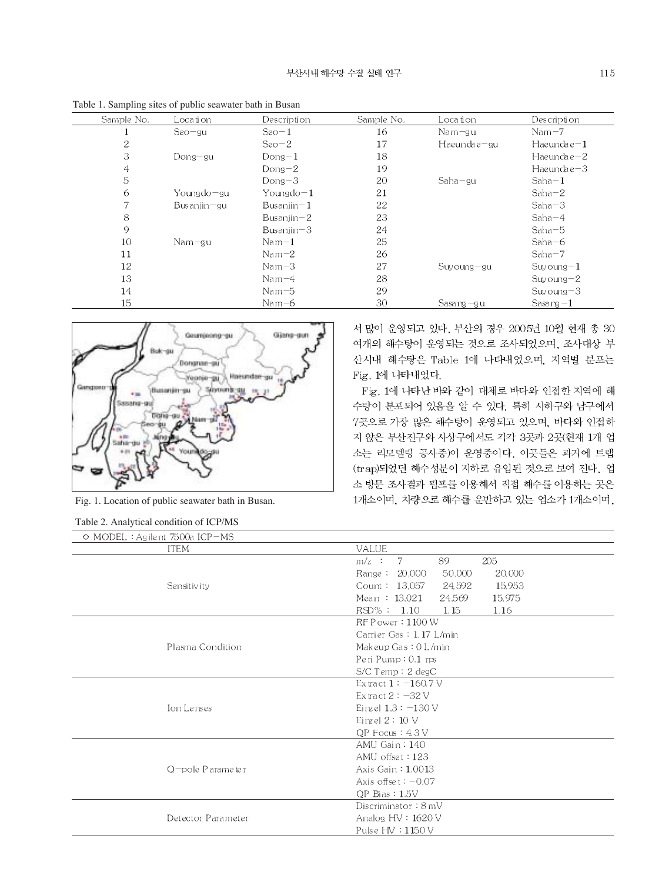Table 1. Sampling sites of public seawater bath in Busan

| Sample No. | Location | Description | Sample No. | Location | Description |
|---|---|---|---|---|---|
| 1 | Seo-gu | Seo-1 | 16 | Nam-gu | Nam-7 |
| 2 | | Seo-2 | 17 | Haeundae-gu | Haeundae-1 |
| 3 | Dong-gu | Dong-1 | 18 | | Haeundae-2 |
| 4 | | Dong-2 | 19 | | Haeundae-3 |
| 5 | | Dong-3 | 20 | Saha-gu | Saha-1 |
| 6 | Youngdo-gu | Youngdo-1 | 21 | | Saha-2 |
| 7 | Busanjin-gu | Busanjin-1 | 22 | | Saha-3 |
| 8 | | Busanjin-2 | 23 | | Saha-4 |
| 9 | | Busanjin-3 | 24 | | Saha-5 |
| 10 | Nam-gu | Nam-1 | 25 | | Saha-6 |
| 11 | | Nam-2 | 26 | | Saha-7 |
| 12 | | Nam-3 | 27 | Suyoung-gu | Suyoung-1 |
| 13 | | Nam-4 | 28 | | Suyoung-2 |
| 14 | | Nam-5 | 29 | | Suyoung-3 |
| 15 | | Nam-6 | 30 | Sasang-gu | Sasang-1 |

Fig. 1. Location of public seawater bath in Busan.

서 많이 운영되고 있다. 부산의 경우 2005년 10월 현재 총 30여개의 해수탕이 운영되는 것으로 조사되었으며, 조사대상 부산시내 해수탕은 Table 1에 나타내었으며, 지역별 분포는 Fig. 1에 나타내었다.

Fig. 1에 나타난 바와 같이 대체로 바다와 인접한 지역에 해수탕이 분포되어 있음을 알 수 있다. 특히 사하구와 남구에서 7곳으로 가장 많은 해수탕이 운영되고 있으며, 바다와 인접하지 않은 부산진구와 사상구에서도 각각 3곳과 2곳(현재 1개 업소는 리모델링 공사중)이 운영중이다. 이곳들은 과거에 트랩(trap)되었던 해수성분이 지하로 유입된 것으로 보여 진다. 업소 방문 조사결과 펌프를 이용해서 직접 해수를 이용하는 곳은 1개소이며, 차량으로 해수를 운반하고 있는 업소가 1개소이며,

Table 2. Analytical condition of ICP/MS

○ MODEL : Agilent 7500a ICP-MS

| ITEM | VALUE |
|---|---|
| Sensitivity | m/z : 7 89 205<br>Range : 20,000 50,000 20,000<br>Count : 13,057 24,592 15,953<br>Mean : 13,021 24,569 15,975<br>RSD% : 1.10 1.15 1.16 |
| Plasma Condition | RF Power : 1100 W<br>Carrier Gas : 1.17 L/min<br>Makeup Gas : 0 L/min<br>Peri Pump : 0.1 rps<br>S/C Temp : 2 degC |
| Ion Lenses | Extract 1 : -160.7 V<br>Extract 2 : -32 V<br>Einzel 1,3 : -130 V<br>Einzel 2 : 10 V<br>QP Focus : 4.3 V |
| Q-pole Parameter | AMU Gain : 140<br>AMU offset : 123<br>Axis Gain : 1.0013<br>Axis offset : -0.07<br>QP Bias : 1.5V |
| Detector Parameter | Discriminator : 8 mV<br>Analog HV : 1620 V<br>Pulse HV : 1150 V |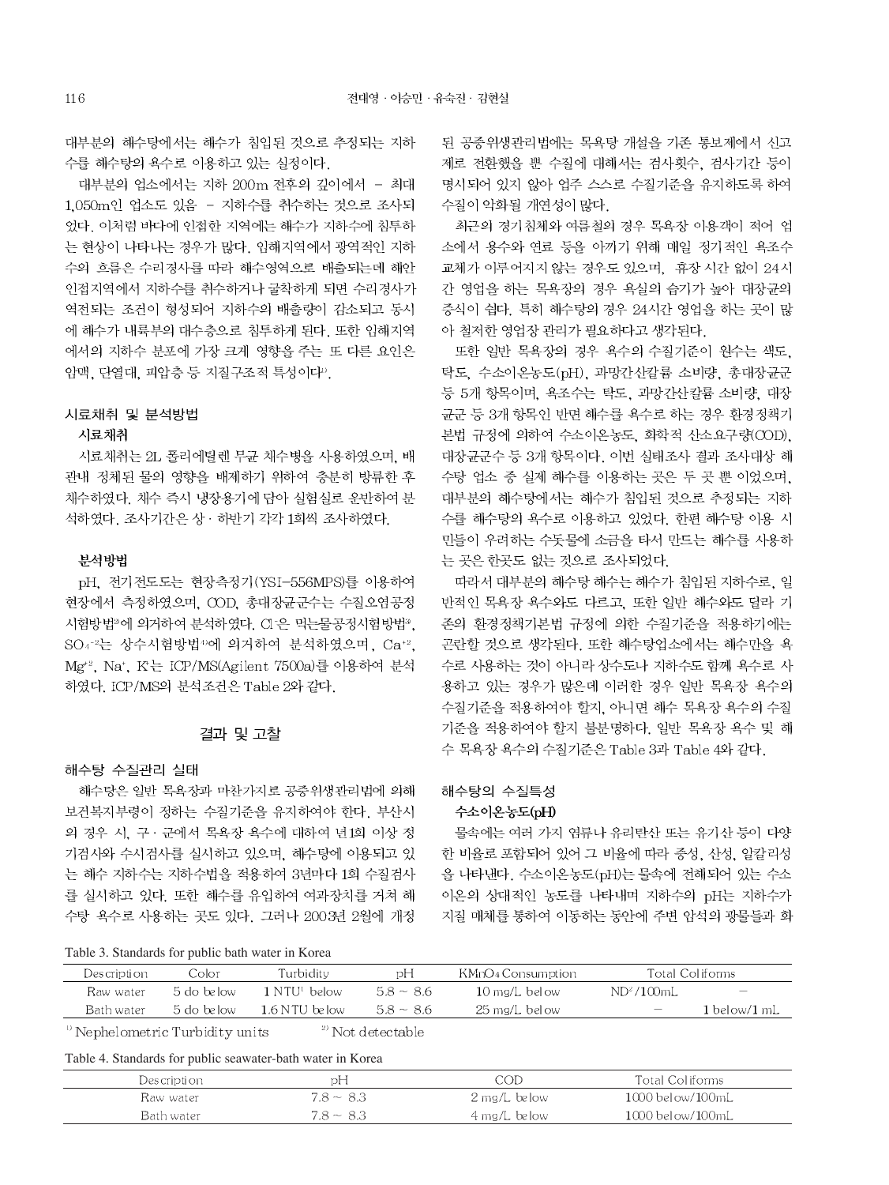대부분의 해수탕에서는 해수가 침입된 것으로 추정되는 지하수를 해수탕의 욕수로 이용하고 있는 실정이다.

대부분의 업소에서는 지하 200m 전후의 깊이에서 – 최대 1,050m인 업소도 있음 – 지하수를 취수하는 것으로 조사되었다. 이처럼 바다에 인접한 지역에는 해수가 지하수에 침투하는 현상이 나타나는 경우가 많다. 임해지역에서 광역적인 지하수의 흐름은 수리경사를 따라 해수영역으로 배출되는데 해안 인접지역에서 지하수를 취수하거나 굴착하게 되면 수리경사가 역전되는 조건이 형성되어 지하수의 배출량이 감소되고 동시에 해수가 내륙부의 대수층으로 침투하게 된다. 또한 임해지역에서의 지하수 분포에 가장 크게 영향을 주는 또 다른 요인은 암맥, 단열대, 피압층 등 지질구조적 특성이다[1].

### 시료채취 및 분석방법

#### 시료채취

시료채취는 2L 폴리에틸렌 무균 채수병을 사용하였으며, 배관내 정체된 물의 영향을 배제하기 위하여 충분히 방류한 후 채수하였다. 채수 즉시 냉장용기에 담아 실험실로 운반하여 분석하였다. 조사기간은 상 · 하반기 각각 1회씩 조사하였다.

#### 분석방법

pH, 전기전도도는 현장측정기(YSI-556MPS)를 이용하여 현장에서 측정하였으며, COD, 총대장균군수는 수질오염공정시험방법[2]에 의거하여 분석하였다. $Cl^{-}$은 먹는물공정시험방법[3], $SO_4^{-2}$는 상수시험방법[4]에 의거하여 분석하였으며, $Ca^{+2}$, $Mg^{+2}$, $Na^{+}$, $K^{+}$는 ICP/MS(Agilent 7500a)를 이용하여 분석하였다. ICP/MS의 분석조건은 Table 2와 같다.

## 결과 및 고찰

### 해수탕 수질관리 실태

해수탕은 일반 목욕장과 마찬가지로 공중위생관리법에 의해 보건복지부령이 정하는 수질기준을 유지하여야 한다. 부산시의 경우 시, 구 · 군에서 목욕장 욕수에 대하여 년1회 이상 정기검사와 수시검사를 실시하고 있으며, 해수탕에 이용되고 있는 해수 지하수는 지하수법을 적용하여 3년마다 1회 수질검사를 실시하고 있다. 또한 해수를 유입하여 여과장치를 거쳐 해수탕 욕수로 사용하는 곳도 있다. 그러나 2003년 2월에 개정된 공중위생관리법에는 목욕탕 개설을 기존 통보제에서 신고제로 전환했을 뿐 수질에 대해서는 검사횟수, 검사기간 등이 명시되어 있지 않아 업주 스스로 수질기준을 유지하도록 하여 수질이 악화될 개연성이 많다.

최근의 경기침체와 여름철의 경우 목욕장 이용객이 적어 업소에서 용수와 연료 등을 아끼기 위해 매일 정기적인 욕조수 교체가 이루어지지 않는 경우도 있으며, 휴장 시간 없이 24시간 영업을 하는 목욕장의 경우 욕실의 습기가 높아 대장균의 증식이 쉽다. 특히 해수탕의 경우 24시간 영업을 하는 곳이 많아 철저한 영업장 관리가 필요하다고 생각된다.

또한 일반 목욕장의 경우 욕수의 수질기준이 원수는 색도, 탁도, 수소이온농도(pH), 과망간산칼륨 소비량, 총대장균군 등 5개 항목이며, 욕조수는 탁도, 과망간산칼륨 소비량, 대장균군 등 3개 항목인 반면 해수를 욕수로 하는 경우 환경정책기본법 규정에 의하여 수소이온농도, 화학적 산소요구량(COD), 대장균군수 등 3개 항목이다. 이번 실태조사 결과 조사대상 해수탕 업소 중 실제 해수를 이용하는 곳은 두 곳 뿐 이었으며, 대부분의 해수탕에서는 해수가 침입된 것으로 추정되는 지하수를 해수탕의 욕수로 이용하고 있었다. 한편 해수탕 이용 시민들이 우려하는 수돗물에 소금을 타서 만드는 해수를 사용하는 곳은 한곳도 없는 것으로 조사되었다.

따라서 대부분의 해수탕 해수는 해수가 침입된 지하수로, 일반적인 목욕장 욕수와도 다르고, 또한 일반 해수와도 달라 기존의 환경정책기본법 규정에 의한 수질기준을 적용하기에는 곤란할 것으로 생각된다. 또한 해수탕업소에서는 해수만을 욕수로 사용하는 것이 아니라 상수도나 지하수도 함께 욕수로 사용하고 있는 경우가 많은데 이러한 경우 일반 목욕장 욕수의 수질기준을 적용하여야 할지, 아니면 해수 목욕장 욕수의 수질기준을 적용하여야 할지 불분명하다. 일반 목욕장 욕수 및 해수 목욕장 욕수의 수질기준은 Table 3과 Table 4와 같다.

### 해수탕의 수질특성

#### 수소이온농도(pH)

물속에는 여러 가지 염류나 유리탄산 또는 유기산 등이 다양한 비율로 포함되어 있어 그 비율에 따라 중성, 산성, 알칼리성을 나타낸다. 수소이온농도(pH)는 물속에 전해되어 있는 수소이온의 상대적인 농도를 나타내며 지하수의 pH는 지하수가 지질 매체를 통하여 이동하는 동안에 주변 암석의 광물들과 화

Table 3. Standards for public bath water in Korea

| Description | Color | Turbidity | pH | $KMnO_4$ Consumption | Total Coliforms | |
|---|---|---|---|---|---|---|
| Raw water | 5 do below | 1 NTU[1] below | 5.8 ~ 8.6 | 10 mg/L below | ND[2]/100mL | – |
| Bath water | 5 do below | 1.6 NTU below | 5.8 ~ 8.6 | 25 mg/L below | – | 1 below/1 mL |

[1] Nephelometric Turbidity units  [2] Not detectable

Table 4. Standards for public seawater-bath water in Korea

| Description | pH | COD | Total Coliforms |
|---|---|---|---|
| Raw water | 7.8 ~ 8.3 | 2 mg/L below | 1000 below/100mL |
| Bath water | 7.8 ~ 8.3 | 4 mg/L below | 1000 below/100mL |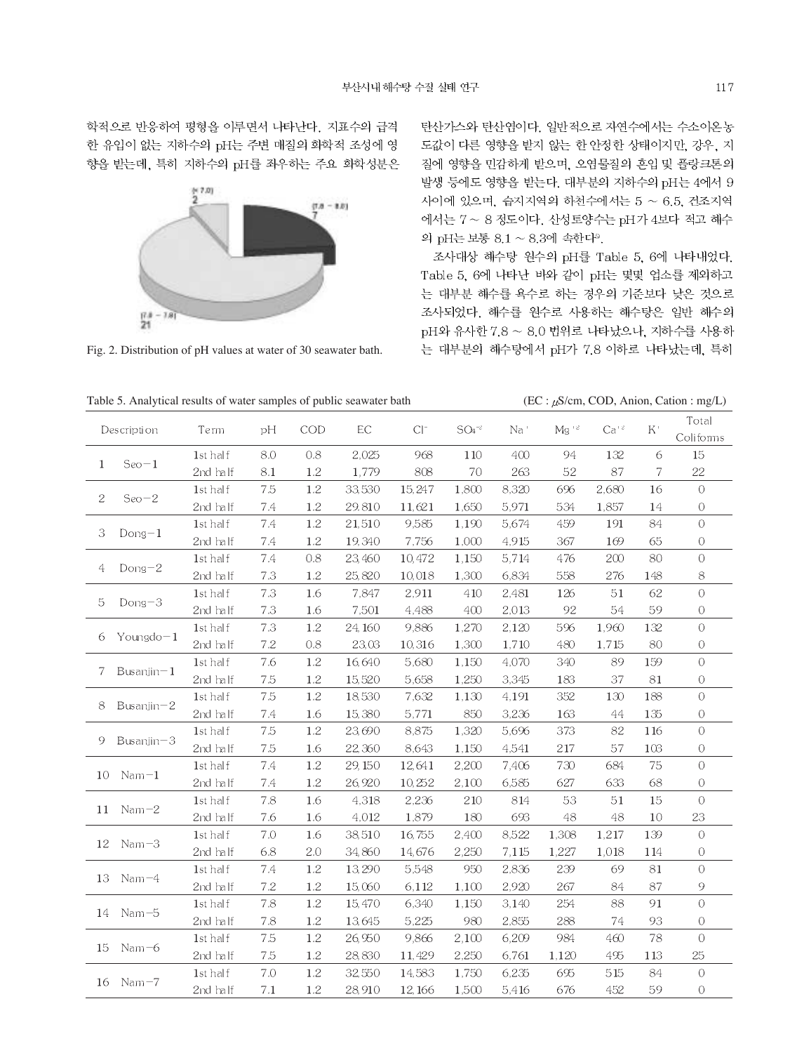학적으로 반응하여 평형을 이루면서 나타난다. 지표수의 급격한 유입이 없는 지하수의 pH는 주변 매질의 화학적 조성에 영향을 받는데, 특히 지하수의 pH를 좌우하는 주요 화학성분은 탄산가스와 탄산염이다. 일반적으로 자연수에서는 수소이온농도값이 다른 영향을 받지 않는 한 안정한 상태이지만, 강우, 지질에 영향을 민감하게 받으며, 오염물질의 혼입 및 플랑크톤의 발생 등에도 영향을 받는다. 대부분의 지하수의 pH는 4에서 9 사이에 있으며, 습지지역의 하천수에서는 5 ~ 6.5, 건조지역에서는 7 ~ 8 정도이다. 산성토양수는 pH가 4보다 적고 해수의 pH는 보통 8.1 ~ 8.3에 속한다[9].

(< 7.0) 2

(7.8 ~ 8.0) 7

(7.0 ~ 7.8) 21

Fig. 2. Distribution of pH values at water of 30 seawater bath.

조사대상 해수탕 원수의 pH를 Table 5, 6에 나타내었다. Table 5, 6에 나타난 바와 같이 pH는 몇몇 업소를 제외하고는 대부분 해수를 욕수로 하는 경우의 기준보다 낮은 것으로 조사되었다. 해수를 원수로 사용하는 해수탕은 일반 해수의 pH와 유사한 7.8 ~ 8.0 범위로 나타났으나, 지하수를 사용하는 대부분의 해수탕에서 pH가 7.8 이하로 나타났는데, 특히

Table 5. Analytical results of water samples of public seawater bath (EC : $\mu$S/cm, COD, Anion, Cation : mg/L)

| Description | Term | pH | COD | EC | $Cl^-$ | $SO_4^{-2}$ | $Na^+$ | $Mg^{+2}$ | $Ca^{+2}$ | $K^+$ | Total Coliforms |
|---|---|---|---|---|---|---|---|---|---|---|---|
| 1 Seo-1 | 1st half | 8.0 | 0.8 | 2,025 | 968 | 110 | 400 | 94 | 132 | 6 | 15 |
| | 2nd half | 8.1 | 1.2 | 1,779 | 808 | 70 | 263 | 52 | 87 | 7 | 22 |
| 2 Seo-2 | 1st half | 7.5 | 1.2 | 33,530 | 15,247 | 1,800 | 8,320 | 696 | 2,680 | 16 | 0 |
| | 2nd half | 7.4 | 1.2 | 29,810 | 11,621 | 1,650 | 5,971 | 534 | 1,857 | 14 | 0 |
| 3 Dong-1 | 1st half | 7.4 | 1.2 | 21,510 | 9,585 | 1,190 | 5,674 | 459 | 191 | 84 | 0 |
| | 2nd half | 7.4 | 1.2 | 19,340 | 7,756 | 1,000 | 4,915 | 367 | 169 | 65 | 0 |
| 4 Dong-2 | 1st half | 7.4 | 0.8 | 23,460 | 10,472 | 1,150 | 5,714 | 476 | 200 | 80 | 0 |
| | 2nd half | 7.3 | 1.2 | 25,820 | 10,018 | 1,300 | 6,834 | 558 | 276 | 148 | 8 |
| 5 Dong-3 | 1st half | 7.3 | 1.6 | 7,847 | 2,911 | 410 | 2,481 | 126 | 51 | 62 | 0 |
| | 2nd half | 7.3 | 1.6 | 7,501 | 4,488 | 400 | 2,013 | 92 | 54 | 59 | 0 |
| 6 Youngdo-1 | 1st half | 7.3 | 1.2 | 24,160 | 9,886 | 1,270 | 2,120 | 596 | 1,960 | 132 | 0 |
| | 2nd half | 7.2 | 0.8 | 23,03 | 10,316 | 1,300 | 1,710 | 480 | 1,715 | 80 | 0 |
| 7 Busanjin-1 | 1st half | 7.6 | 1.2 | 16,640 | 5,680 | 1,150 | 4,070 | 340 | 89 | 159 | 0 |
| | 2nd half | 7.5 | 1.2 | 15,520 | 5,658 | 1,250 | 3,345 | 183 | 37 | 81 | 0 |
| 8 Busanjin-2 | 1st half | 7.5 | 1.2 | 18,530 | 7,632 | 1,130 | 4,191 | 352 | 130 | 188 | 0 |
| | 2nd half | 7.4 | 1.6 | 15,380 | 5,771 | 850 | 3,236 | 163 | 44 | 135 | 0 |
| 9 Busanjin-3 | 1st half | 7.5 | 1.2 | 23,690 | 8,875 | 1,320 | 5,696 | 373 | 82 | 116 | 0 |
| | 2nd half | 7.5 | 1.6 | 22,360 | 8,643 | 1,150 | 4,541 | 217 | 57 | 103 | 0 |
| 10 Nam-1 | 1st half | 7.4 | 1.2 | 29,150 | 12,641 | 2,200 | 7,406 | 730 | 684 | 75 | 0 |
| | 2nd half | 7.4 | 1.2 | 26,920 | 10,252 | 2,100 | 6,585 | 627 | 633 | 68 | 0 |
| 11 Nam-2 | 1st half | 7.8 | 1.6 | 4,318 | 2,236 | 210 | 814 | 53 | 51 | 15 | 0 |
| | 2nd half | 7.6 | 1.6 | 4,012 | 1,879 | 180 | 693 | 48 | 48 | 10 | 23 |
| 12 Nam-3 | 1st half | 7.0 | 1.6 | 38,510 | 16,755 | 2,400 | 8,522 | 1,308 | 1,217 | 139 | 0 |
| | 2nd half | 6.8 | 2.0 | 34,860 | 14,676 | 2,250 | 7,115 | 1,227 | 1,018 | 114 | 0 |
| 13 Nam-4 | 1st half | 7.4 | 1.2 | 13,290 | 5,548 | 950 | 2,836 | 239 | 69 | 81 | 0 |
| | 2nd half | 7.2 | 1.2 | 15,060 | 6,112 | 1,100 | 2,920 | 267 | 84 | 87 | 9 |
| 14 Nam-5 | 1st half | 7.8 | 1.2 | 15,470 | 6,340 | 1,150 | 3,140 | 254 | 88 | 91 | 0 |
| | 2nd half | 7.8 | 1.2 | 13,645 | 5,225 | 980 | 2,855 | 288 | 74 | 93 | 0 |
| 15 Nam-6 | 1st half | 7.5 | 1.2 | 26,950 | 9,866 | 2,100 | 6,209 | 984 | 460 | 78 | 0 |
| | 2nd half | 7.5 | 1.2 | 28,830 | 11,429 | 2,250 | 6,761 | 1,120 | 495 | 113 | 25 |
| 16 Nam-7 | 1st half | 7.0 | 1.2 | 32,550 | 14,583 | 1,750 | 6,235 | 695 | 515 | 84 | 0 |
| | 2nd half | 7.1 | 1.2 | 28,910 | 12,166 | 1,500 | 5,416 | 676 | 452 | 59 | 0 |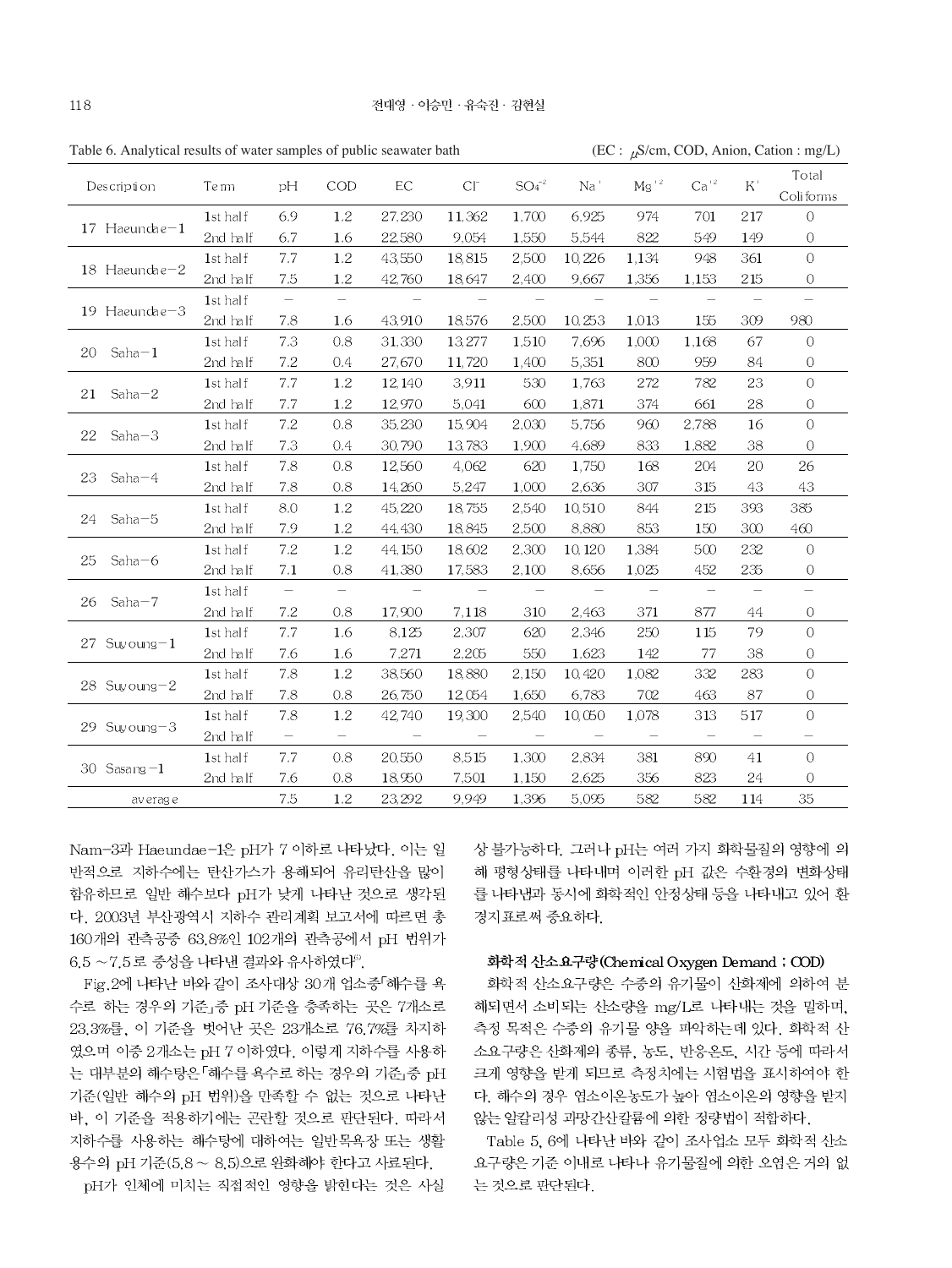Table 6. Analytical results of water samples of public seawater bath (EC : $\mu S/cm$, COD, Anion, Cation : mg/L)

| Description | Term | pH | COD | EC | $Cl^-$ | $SO_4^{-2}$ | $Na^+$ | $Mg^{+2}$ | $Ca^{+2}$ | $K^+$ | Total Coliforms |
|---|---|---|---|---|---|---|---|---|---|---|---|
| 17 Haeundae-1 | 1st half | 6.9 | 1.2 | 27,230 | 11,362 | 1,700 | 6,925 | 974 | 701 | 217 | 0 |
| | 2nd half | 6.7 | 1.6 | 22,580 | 9,054 | 1,550 | 5,544 | 822 | 549 | 149 | 0 |
| 18 Haeundae-2 | 1st half | 7.7 | 1.2 | 43,550 | 18,815 | 2,500 | 10,226 | 1,134 | 948 | 361 | 0 |
| | 2nd half | 7.5 | 1.2 | 42,760 | 18,647 | 2,400 | 9,667 | 1,356 | 1,153 | 215 | 0 |
| 19 Haeundae-3 | 1st half | – | – | – | – | – | – | – | – | – | – |
| | 2nd half | 7.8 | 1.6 | 43,910 | 18,576 | 2,500 | 10,253 | 1,013 | 155 | 309 | 980 |
| 20 Saha-1 | 1st half | 7.3 | 0.8 | 31,330 | 13,277 | 1,510 | 7,696 | 1,000 | 1,168 | 67 | 0 |
| | 2nd half | 7.2 | 0.4 | 27,670 | 11,720 | 1,400 | 5,351 | 800 | 959 | 84 | 0 |
| 21 Saha-2 | 1st half | 7.7 | 1.2 | 12,140 | 3,911 | 530 | 1,763 | 272 | 782 | 23 | 0 |
| | 2nd half | 7.7 | 1.2 | 12,970 | 5,041 | 600 | 1,871 | 374 | 661 | 28 | 0 |
| 22 Saha-3 | 1st half | 7.2 | 0.8 | 35,230 | 15,904 | 2,030 | 5,756 | 960 | 2,788 | 16 | 0 |
| | 2nd half | 7.3 | 0.4 | 30,790 | 13,783 | 1,900 | 4,689 | 833 | 1,882 | 38 | 0 |
| 23 Saha-4 | 1st half | 7.8 | 0.8 | 12,560 | 4,062 | 620 | 1,750 | 168 | 204 | 20 | 26 |
| | 2nd half | 7.8 | 0.8 | 14,260 | 5,247 | 1,000 | 2,636 | 307 | 315 | 43 | 43 |
| 24 Saha-5 | 1st half | 8.0 | 1.2 | 45,220 | 18,755 | 2,540 | 10,510 | 844 | 215 | 393 | 385 |
| | 2nd half | 7.9 | 1.2 | 44,430 | 18,845 | 2,500 | 8,880 | 853 | 150 | 300 | 460 |
| 25 Saha-6 | 1st half | 7.2 | 1.2 | 44,150 | 18,602 | 2,300 | 10,120 | 1,384 | 500 | 232 | 0 |
| | 2nd half | 7.1 | 0.8 | 41,380 | 17,583 | 2,100 | 8,656 | 1,025 | 452 | 235 | 0 |
| 26 Saha-7 | 1st half | – | – | – | – | – | – | – | – | – | – |
| | 2nd half | 7.2 | 0.8 | 17,900 | 7,118 | 310 | 2,463 | 371 | 877 | 44 | 0 |
| 27 Suyoung-1 | 1st half | 7.7 | 1.6 | 8,125 | 2,307 | 620 | 2,346 | 250 | 115 | 79 | 0 |
| | 2nd half | 7.6 | 1.6 | 7,271 | 2,205 | 550 | 1,623 | 142 | 77 | 38 | 0 |
| 28 Suyoung-2 | 1st half | 7.8 | 1.2 | 38,560 | 18,880 | 2,150 | 10,420 | 1,082 | 332 | 283 | 0 |
| | 2nd half | 7.8 | 0.8 | 26,750 | 12,054 | 1,650 | 6,783 | 702 | 463 | 87 | 0 |
| 29 Suyoung-3 | 1st half | 7.8 | 1.2 | 42,740 | 19,300 | 2,540 | 10,050 | 1,078 | 313 | 517 | 0 |
| | 2nd half | – | – | – | – | – | – | – | – | – | – |
| 30 Sasang-1 | 1st half | 7.7 | 0.8 | 20,550 | 8,515 | 1,300 | 2,834 | 381 | 890 | 41 | 0 |
| | 2nd half | 7.6 | 0.8 | 18,950 | 7,501 | 1,150 | 2,625 | 356 | 823 | 24 | 0 |
| average | | 7.5 | 1.2 | 23,292 | 9,949 | 1,396 | 5,095 | 582 | 582 | 114 | 35 |

Nam-3과 Haeundae-1은 pH가 7 이하로 나타났다. 이는 일반적으로 지하수에는 탄산가스가 용해되어 유리탄산을 많이 함유하므로 일반 해수보다 pH가 낮게 나타난 것으로 생각된다. 2003년 부산광역시 지하수 관리계획 보고서에 따르면 총 160개의 관측공중 63.8%인 102개의 관측공에서 pH 범위가 6.5 ~ 7.5로 중성을 나타낸 결과와 유사하였다[5].

Fig.2에 나타난 바와 같이 조사대상 30개 업소중「해수를 욕수로 하는 경우의 기준」중 pH 기준을 충족하는 곳은 7개소로 23.3%를, 이 기준을 벗어난 곳은 23개소로 76.7%를 차지하였으며 이중 2개소는 pH 7 이하였다. 이렇게 지하수를 사용하는 대부분의 해수탕은「해수를 욕수로 하는 경우의 기준」중 pH 기준(일반 해수의 pH 범위)을 만족할 수 없는 것으로 나타난 바, 이 기준을 적용하기에는 곤란할 것으로 판단된다. 따라서 지하수를 사용하는 해수탕에 대하여는 일반목욕장 또는 생활용수의 pH 기준(5.8 ~ 8.5)으로 완화해야 한다고 사료된다.

pH가 인체에 미치는 직접적인 영향을 밝힌다는 것은 사실상 불가능하다. 그러나 pH는 여러 가지 화학물질의 영향에 의해 평형상태를 나타내며 이러한 pH 값은 수환경의 변화상태를 나타냄과 동시에 화학적인 안정상태 등을 나타내고 있어 환경지표로써 중요하다.

**화학적 산소요구량(Chemical Oxygen Demand ; COD)**

화학적 산소요구량은 수중의 유기물이 산화제에 의하여 분해되면서 소비되는 산소량을 mg/L로 나타내는 것을 말하며, 측정 목적은 수중의 유기물 양을 파악하는데 있다. 화학적 산소요구량은 산화제의 종류, 농도, 반응온도, 시간 등에 따라서 크게 영향을 받게 되므로 측정치에는 시험법을 표시하여야 한다. 해수의 경우 염소이온농도가 높아 염소이온의 영향을 받지 않는 알칼리성 과망간산칼륨에 의한 정량법이 적합하다.

Table 5, 6에 나타난 바와 같이 조사업소 모두 화학적 산소요구량은 기준 이내로 나타나 유기물질에 의한 오염은 거의 없는 것으로 판단된다.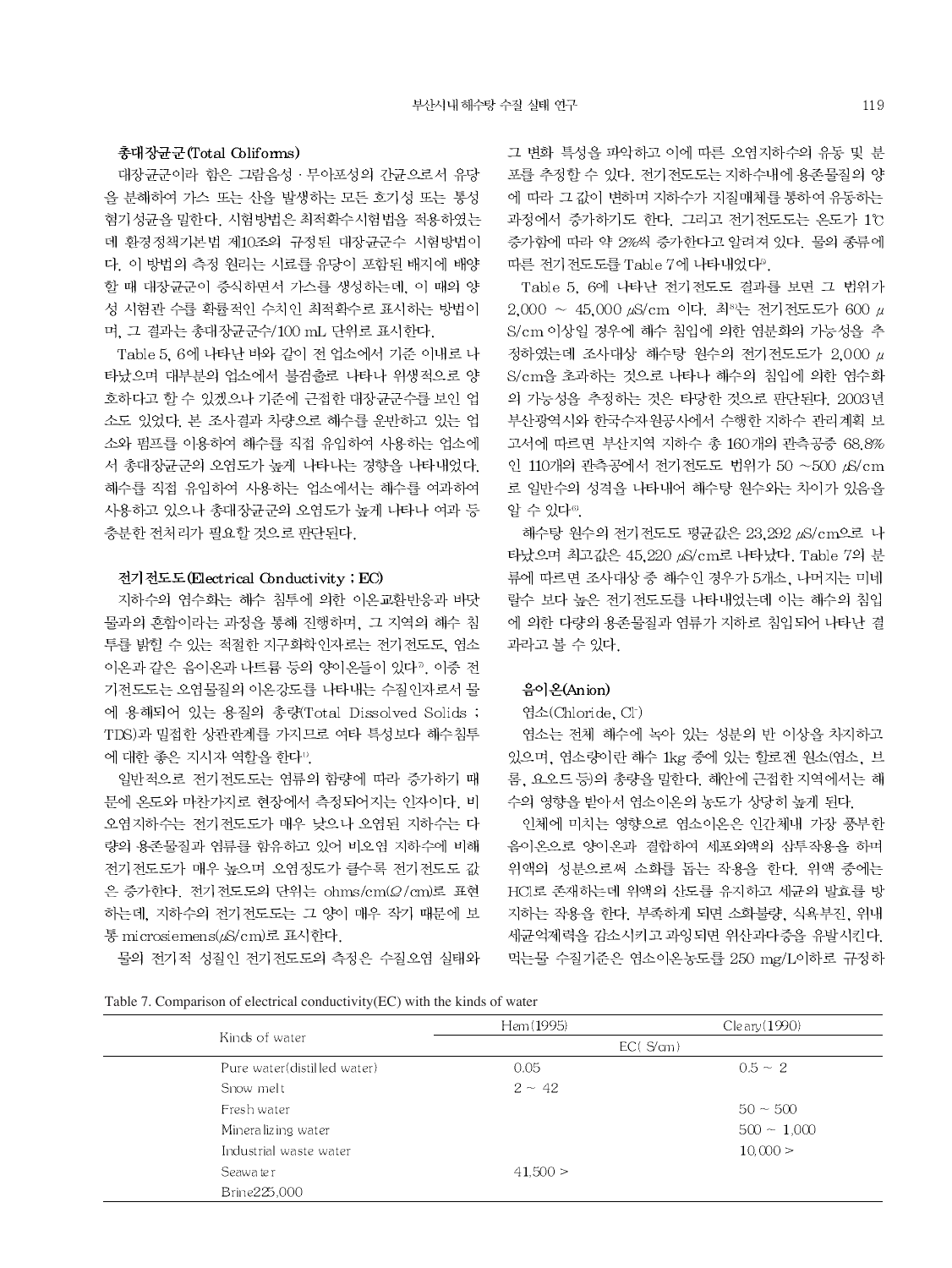### 총대장균군(Total Coliforms)

대장균군이라 함은 그람음성 · 무아포성의 간균으로서 유당을 분해하여 가스 또는 산을 발생하는 모든 호기성 또는 통성혐기성균을 밀한다. 시험방법은 최적확수시험법을 적용하였는데 환경정책기본법 제10조의 규정된 대장균군수 시험방법이다. 이 방법의 측정 원리는 시료를 유당이 포함된 배지에 배양할 때 대장균군이 증식하면서 가스를 생성하는데, 이 때의 양성 시험관 수를 확률적인 수치인 최적확수로 표시하는 방법이며, 그 결과는 총대장균군수/100 mL 단위로 표시한다.

Table 5, 6에 나타난 바와 같이 전 업소에서 기준 이내로 나타났으며 대부분의 업소에서 불검출로 나타나 위생적으로 양호하다고 할 수 있겠으나 기준에 근접한 대장균군수를 보인 업소도 있었다. 본 조사결과 차량으로 해수를 운반하고 있는 업소와 펌프를 이용하여 해수를 직접 유입하여 사용하는 업소에서 총대장균군의 오염도가 높게 나타나는 경향을 나타내었다. 해수를 직접 유입하여 사용하는 업소에서는 해수를 여과하여 사용하고 있으나 총대장균군의 오염도가 높게 나타나 여과 등 충분한 전처리가 필요할 것으로 판단된다.

### 전기전도도(Electrical Conductivity ; EC)

지하수의 염수화는 해수 침투에 의한 이온교환반응과 바닷물과의 혼합이라는 과정을 통해 진행하며, 그 지역의 해수 침투를 밝힐 수 있는 적절한 지구화학인자로는 전기전도도, 염소이온과 같은 음이온과 나트륨 등의 양이온들이 있다[7]. 이중 전기전도도는 오염물질의 이온강도를 나타내는 수질인자로서 물에 용해되어 있는 용질의 총량(Total Dissolved Solids ; TDS)과 밀접한 상관관계를 가지므로 여타 특성보다 해수침투에 대한 좋은 지시자 역할을 한다[1].

일반적으로 전기전도도는 염류의 함량에 따라 증가하기 때문에 온도와 마찬가지로 현장에서 측정되어지는 인자이다. 비오염지하수는 전기전도도가 매우 낮으나 오염된 지하수는 다량의 용존물질과 염류를 함유하고 있어 비오염 지하수에 비해 전기전도도가 매우 높으며 오염정도가 클수록 전기전도도 값은 증가한다. 전기전도도의 단위는 ohms/cm(Ω/cm)로 표현하는데, 지하수의 전기전도도는 그 양이 매우 작기 때문에 보통 microsiemens(μS/cm)로 표시한다.

물의 전기적 성질인 전기전도도의 측정은 수질오염 실태와 그 변화 특성을 파악하고 이에 따른 오염지하수의 유동 및 분포를 추정할 수 있다. 전기전도도는 지하수내에 용존물질의 양에 따라 그 값이 변하며 지하수가 지질매체를 통하여 유동하는 과정에서 증가하기도 한다. 그리고 전기전도도는 온도가 1℃ 증가함에 따라 약 2%씩 증가한다고 알려져 있다. 물의 종류에 따른 전기전도도를 Table 7에 나타내었다[2].

Table 5, 6에 나타난 전기전도도 결과를 보면 그 범위가 2,000 ~ 45,000 μS/cm 이다. 최[8]는 전기전도도가 600 μS/cm 이상일 경우에 해수 침입에 의한 염분화의 가능성을 추정하였는데 조사대상 해수탕 원수의 전기전도도가 2,000 μS/cm을 초과하는 것으로 나타나 해수의 침입에 의한 염수화의 가능성을 추정하는 것은 타당한 것으로 판단된다. 2003년 부산광역시와 한국수자원공사에서 수행한 지하수 관리계획 보고서에 따르면 부산지역 지하수 총 160개의 관측공중 68.8%인 110개의 관측공에서 전기전도도 범위가 50 ~500 μS/cm로 일반수의 성격을 나타내어 해수탕 원수와는 차이가 있음을 알 수 있다[6].

해수탕 원수의 전기전도도 평균값은 23,292 μS/cm으로 나타났으며 최고값은 45,220 μS/cm로 나타났다. Table 7의 분류에 따르면 조사대상 중 해수인 경우가 5개소, 나머지는 미네랄수 보다 높은 전기전도도를 나타내었는데 이는 해수의 침입에 의한 다량의 용존물질과 염류가 지하로 침입되어 나타난 결과라고 볼 수 있다.

### 음이온(Anion)

염소(Chloride, $Cl^-$)

염소는 전체 해수에 녹아 있는 성분의 반 이상을 차지하고 있으며, 염소량이란 해수 1kg 중에 있는 할로겐 원소(염소, 브롬, 요오드 등)의 총량을 말한다. 해안에 근접한 지역에서는 해수의 영향을 받아서 염소이온의 농도가 상당히 높게 된다.

인체에 미치는 영향으로 염소이온은 인간체내 가장 풍부한 음이온으로 양이온과 결합하여 세포외액의 삼투작용을 하며 위액의 성분으로써 소화를 돕는 작용을 한다. 위액 중에는 HCl로 존재하는데 위액의 산도를 유지하고 세균의 발효를 방지하는 작용을 한다. 부족하게 되면 소화불량, 식욕부진, 위내 세균억제력을 감소시키고 과잉되면 위산과다증을 유발시킨다. 먹는물 수질기준은 염소이온농도를 250 mg/L이하로 규정하

Table 7. Comparison of electrical conductivity(EC) with the kinds of water

| Kinds of water | Hem(1995) | Cleary(1990) |
|---|---|---|
| | EC( S/cm) | |
| Pure water(distilled water) | 0.05 | 0.5 ~ 2 |
| Snow melt | 2 ~ 42 | |
| Fresh water | | 50 ~ 500 |
| Mineralizing water | | 500 ~ 1,000 |
| Industrial waste water | | 10,000 > |
| Seawater | 41,500 > | |
| Brine225,000 | | |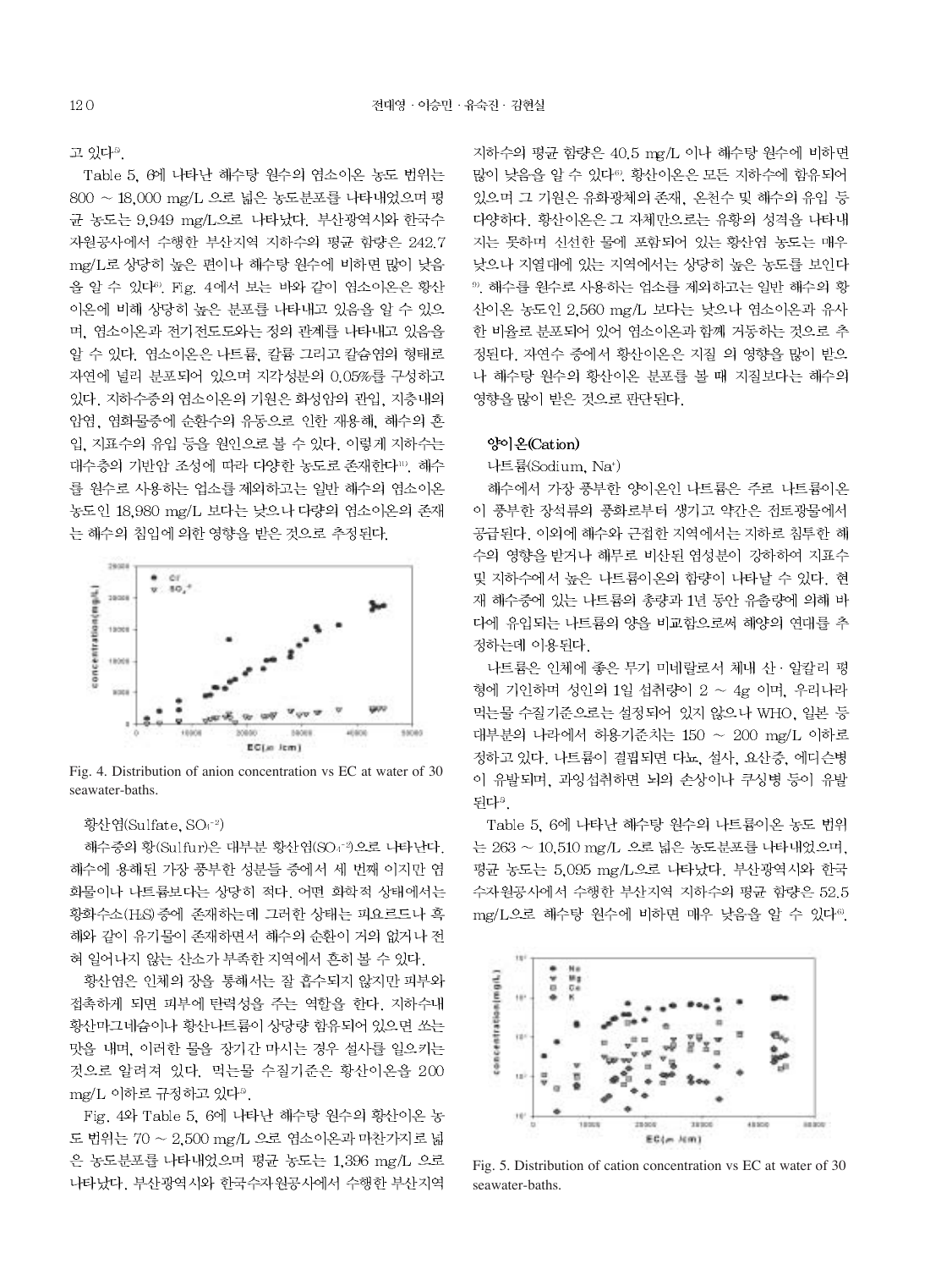고 있다[5].

Table 5, 6에 나타난 해수탕 원수의 염소이온 농도 범위는 800 ~ 18,000 mg/L 으로 넓은 농도분포를 나타내었으며 평균 농도는 9,949 mg/L으로 나타났다. 부산광역시와 한국수자원공사에서 수행한 부산지역 지하수의 평균 함량은 242.7 mg/L로 상당히 높은 편이나 해수탕 원수에 비하면 많이 낮음을 알 수 있다[6]. Fig. 4에서 보는 바와 같이 염소이온은 황산이온에 비해 상당히 높은 분포를 나타내고 있음을 알 수 있으며, 염소이온과 전기전도도와는 정의 관계를 나타내고 있음을 알 수 있다. 염소이온은 나트륨, 칼륨 그리고 칼슘염의 형태로 자연에 널리 분포되어 있으며 지각성분의 0.05%를 구성하고 있다. 지하수중의 염소이온의 기원은 화성암의 관입, 지층내의 암염, 염화물중에 순환수의 유동으로 인한 재용해, 해수의 혼입, 지표수의 유입 등을 원인으로 볼 수 있다. 이렇게 지하수는 대수층의 기반암 조성에 따라 다양한 농도로 존재한다[10]. 해수를 원수로 사용하는 업소를 제외하고는 일반 해수의 염소이온 농도인 18,980 mg/L 보다는 낮으나 다량의 염소이온의 존재는 해수의 침입에 의한 영향을 받은 것으로 추정된다.

Fig. 4. Distribution of anion concentration vs EC at water of 30 seawater-baths.

황산염(Sulfate, $SO_4^{-2}$)

해수중의 황(Sulfur)은 대부분 황산염($SO_4^{-2}$)으로 나타난다. 해수에 용해된 가장 풍부한 성분들 중에서 세 번째 이지만 염화물이나 나트륨보다는 상당히 적다. 어떤 화학적 상태에서는 황화수소($H_2S$)중에 존재하는데 그러한 상태는 피요르드나 흑해와 같이 유기물이 존재하면서 해수의 순환이 거의 없거나 전혀 일어나지 않는 산소가 부족한 지역에서 흔히 볼 수 있다.

황산염은 인체의 장을 통해서는 잘 흡수되지 않지만 피부와 접촉하게 되면 피부에 탄력성을 주는 역할을 한다. 지하수내 황산마그네슘이나 황산나트륨이 상당량 함유되어 있으면 쓰는 맛을 내며, 이러한 물을 장기간 마시는 경우 설사를 일으키는 것으로 알려져 있다. 먹는물 수질기준은 황산이온을 200 mg/L 이하로 규정하고 있다[5].

Fig. 4와 Table 5, 6에 나타난 해수탕 원수의 황산이온 농도 범위는 70 ~ 2,500 mg/L 으로 염소이온과 마찬가지로 넓은 농도분포를 나타내었으며 평균 농도는 1,396 mg/L 으로 나타났다. 부산광역시와 한국수자원공사에서 수행한 부산지역 지하수의 평균 함량은 40.5 mg/L 이나 해수탕 원수에 비하면 많이 낮음을 알 수 있다[6]. 황산이온은 모든 지하수에 함유되어 있으며 그 기원은 유화광체의 존재, 온천수 및 해수의 유입 등 다양하다. 황산이온은 그 자체만으로는 유황의 성격을 나타내지는 못하며 신선한 물에 포함되어 있는 황산염 농도는 매우 낮으나 지열대에 있는 지역에서는 상당히 높은 농도를 보인다[9]. 해수를 원수로 사용하는 업소를 제외하고는 일반 해수의 황산이온 농도인 2,560 mg/L 보다는 낮으나 염소이온과 유사한 비율로 분포되어 있어 염소이온과 함께 거동하는 것으로 추정된다. 자연수 중에서 황산이온은 지질 의 영향을 많이 받으나 해수탕 원수의 황산이온 분포를 볼 때 지질보다는 해수의 영향을 많이 받은 것으로 판단된다.

### 양이온(Cation)

나트륨(Sodium, $Na^{+}$)

해수에서 가장 풍부한 양이온인 나트륨은 주로 나트륨이온이 풍부한 장석류의 풍화로부터 생기고 약간은 점토광물에서 공급된다. 이외에 해수와 근접한 지역에서는 지하로 침투한 해수의 영향을 받거나 해무로 비산된 염성분이 강하여서 지표수 및 지하수에서 높은 나트륨이온의 함량이 나타날 수 있다. 현재 해수중에 있는 나트륨의 총량과 1년 동안 유출량에 의해 바다에 유입되는 나트륨의 양을 비교함으로써 해양의 연대를 추정하는데 이용된다.

나트륨은 인체에 좋은 무기 미네랄로서 체내 산 · 알칼리 평형에 기인하며 성인의 1일 섭취량이 2 ~ 4g 이며, 우리나라 먹는물 수질기준으로는 설정되어 있지 않으나 WHO, 일본 등 대부분의 나라에서 허용기준치는 150 ~ 200 mg/L 이하로 정하고 있다. 나트륨이 결핍되면 다뇨, 설사, 요산증, 에디슨병이 유발되며, 과잉섭취하면 뇌의 손상이나 쿠싱병 등이 유발된다[5].

Table 5, 6에 나타난 해수탕 원수의 나트륨이온 농도 범위는 263 ~ 10,510 mg/L 으로 넓은 농도분포를 나타내었으며, 평균 농도는 5,095 mg/L으로 나타났다. 부산광역시와 한국수자원공사에서 수행한 부산지역 지하수의 평균 함량은 52.5 mg/L으로 해수탕 원수에 비하면 매우 낮음을 알 수 있다[6].

Fig. 5. Distribution of cation concentration vs EC at water of 30 seawater-baths.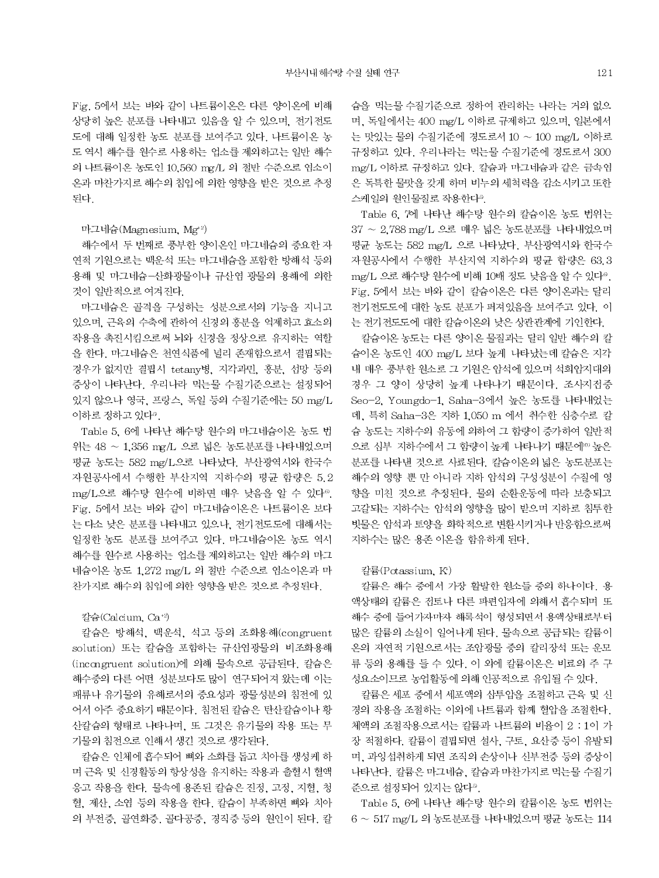Fig. 5에서 보는 바와 같이 나트륨이온은 다른 양이온에 비해 상당히 높은 분포를 나타내고 있음을 알 수 있으며, 전기전도도에 대해 일정한 농도 분포를 보여주고 있다. 나트륨이온 농도 역시 해수를 원수로 사용하는 업소를 제외하고는 일반 해수의 나트륨이온 농도인 10,560 mg/L 의 절반 수준으로 염소이온과 마찬가지로 해수의 침입에 의한 영향을 받은 것으로 추정된다.

### 마그네슘(Magnesium, $Mg^{+2}$)

해수에서 두 번째로 풍부한 양이온인 마그네슘의 중요한 자연적 기원으로는 백운석 또는 마그네슘을 포함한 방해석 등의 용해 및 마그네슘-산화광물이나 규산염 광물의 용해에 의한 것이 일반적으로 여겨진다.

마그네슘은 골격을 구성하는 성분으로서의 기능을 지니고 있으며, 근육의 수축에 관하여 신경의 흥분을 억제하고 효소의 작용을 촉진시킴으로써 뇌와 신경을 정상으로 유지하는 역할을 한다. 마그네슘은 천연식품에 널리 존재함으로서 결핍되는 경우가 없지만 결핍시 tetany병, 지각과민, 흥분, 섬망 등의 증상이 나타난다. 우리나라 먹는물 수질기준으로는 설정되어 있지 않으나 영국, 프랑스, 독일 등의 수질기준에는 50 mg/L 이하로 정하고 있다[9].

Table 5, 6에 나타난 해수탕 원수의 마그네슘이온 농도 범위는 48 ~ 1,356 mg/L 으로 넓은 농도분포를 나타내었으며 평균 농도는 582 mg/L으로 나타났다. 부산광역시와 한국수자원공사에서 수행한 부산지역 지하수의 평균 함량은 5.2 mg/L으로 해수탕 원수에 비하면 매우 낮음을 알 수 있다[6]. Fig. 5에서 보는 바와 같이 마그네슘이온은 나트륨이온 보다는 다소 낮은 분포를 나타내고 있으나, 전기전도도에 대해서는 일정한 농도 분포를 보여주고 있다. 마그네슘이온 농도 역시 해수를 원수로 사용하는 업소를 제외하고는 일반 해수의 마그네슘이온 농도 1,272 mg/L 의 절반 수준으로 염소이온과 마찬가지로 해수의 침입에 의한 영향을 받은 것으로 추정된다.

### 칼슘(Calcium, $Ca^{+2}$)

칼슘은 방해석, 백운석, 석고 등의 조화용해(congruent solution) 또는 칼슘을 포함하는 규산염광물의 비조화용해(incongruent solution)에 의해 물속으로 공급된다. 칼슘은 해수중의 다른 어떤 성분보다도 많이 연구되어져 왔는데 이는 패류나 유기물의 유해로서의 중요성과 광물성분의 침전에 있어서 아주 중요하기 때문이다. 침전된 칼슘은 탄산칼슘이나 황산칼슘의 형태로 나타나며, 또 그것은 유기물의 작용 또는 무기물의 침전으로 인해서 생긴 것으로 생각된다.

칼슘은 인체에 흡수되어 뼈와 소화를 돕고 치아를 생성케 하며 근육 및 신경활동의 항상성을 유지하는 작용과 출혈시 혈액응고 작용을 한다. 물속에 용존된 칼슘은 진정, 고정, 지혈, 청혈, 제산, 소염 등의 작용을 한다. 칼슘이 부족하면 뼈와 치아의 부전증, 골연화증, 골다공증, 경직증 등의 원인이 된다. 칼슘을 먹는물 수질기준으로 정하여 관리하는 나라는 거의 없으며, 독일에서는 400 mg/L 이하로 규제하고 있으며, 일본에서는 맛있는 물의 수질기준에 경도로서 10 ~ 100 mg/L 이하로 규정하고 있다. 우리나라는 먹는물 수질기준에 경도로서 300 mg/L 이하로 규정하고 있다. 칼슘과 마그네슘과 같은 금속염은 독특한 물맛을 갖게 하며 비누의 세척력을 감소시키고 또한 스케일의 원인물질로 작용한다[9].

Table 6, 7에 나타난 해수탕 원수의 칼슘이온 농도 범위는 37 ~ 2,788 mg/L 으로 매우 넓은 농도분포를 나타내었으며 평균 농도는 582 mg/L 으로 나타났다. 부산광역시와 한국수자원공사에서 수행한 부산지역 지하수의 평균 함량은 63.3 mg/L 으로 해수탕 원수에 비해 10배 정도 낮음을 알 수 있다[6]. Fig. 5에서 보는 바와 같이 칼슘이온은 다른 양이온과는 달리 전기전도도에 대한 농도 분포가 퍼져있음을 보여주고 있다. 이는 전기전도도에 대한 칼슘이온의 낮은 상관관계에 기인한다.

칼슘이온 농도는 다른 양이온 물질과는 달리 일반 해수의 칼슘이온 농도인 400 mg/L 보다 높게 나타났는데 칼슘은 지각 내 매우 풍부한 원소로 그 기원은 암석에 있으며 석회암지대의 경우 그 양이 상당히 높게 나타나기 때문이다. 조사지점중 Seo-2, Youngdo-1, Saha-3에서 높은 농도를 나타내었는데, 특히 Saha-3은 지하 1,050 m 에서 취수한 심층수로 칼슘 농도는 지하수의 유동에 의하여 그 함량이 증가하여 일반적으로 심부 지하수에서 그 함량이 높게 나타나기 때문에[10] 높은 분포를 나타낸 것으로 사료된다. 칼슘이온의 넓은 농도분포는 해수의 영향 뿐 만 아니라 지하 암석의 구성성분이 수질에 영향을 미친 것으로 추정된다. 물의 순환운동에 따라 보충되고 고갈되는 지하수는 암석의 영향을 많이 받으며 지하로 침투한 빗물은 암석과 토양을 화학적으로 변환시키거나 반응함으로써 지하수는 많은 용존 이온을 함유하게 된다.

### 칼륨(Potassium, $K^{+}$)

칼륨은 해수 중에서 가장 활발한 원소들 중의 하나이다. 용액상태의 칼륨은 점토나 다른 파편입자에 의해서 흡수되며 또 해수 중에 들어가자마자 해록석이 형성되면서 용액상태로부터 많은 칼륨의 소실이 일어나게 된다. 물속으로 공급되는 칼륨이온의 자연적 기원으로서는 조암광물 중의 칼리장석 또는 운모류 등의 용해를 들 수 있다. 이 외에 칼륨이온은 비료의 주 구성요소이므로 농업활동에 의해 인공적으로 유입될 수 있다.

칼륨은 세포 중에서 세포액의 삼투압을 조절하고 근육 및 신경의 작용을 조절하는 이외에 나트륨과 함께 혈압을 조절한다. 체액의 조절작용으로서는 칼륨과 나트륨의 비율이 2 : 1이 가장 적절하다. 칼륨이 결핍되면 설사, 구토, 요산증 등이 유발되며, 과잉섭취하게 되면 조직의 손상이나 신부전증 등의 증상이 나타난다. 칼륨은 마그네슘, 칼슘과 마찬가지로 먹는물 수질기준으로 설정되어 있지는 않다[9].

Table 5, 6에 나타난 해수탕 원수의 칼륨이온 농도 범위는 6 ~ 517 mg/L 의 농도분포를 나타내었으며 평균 농도는 114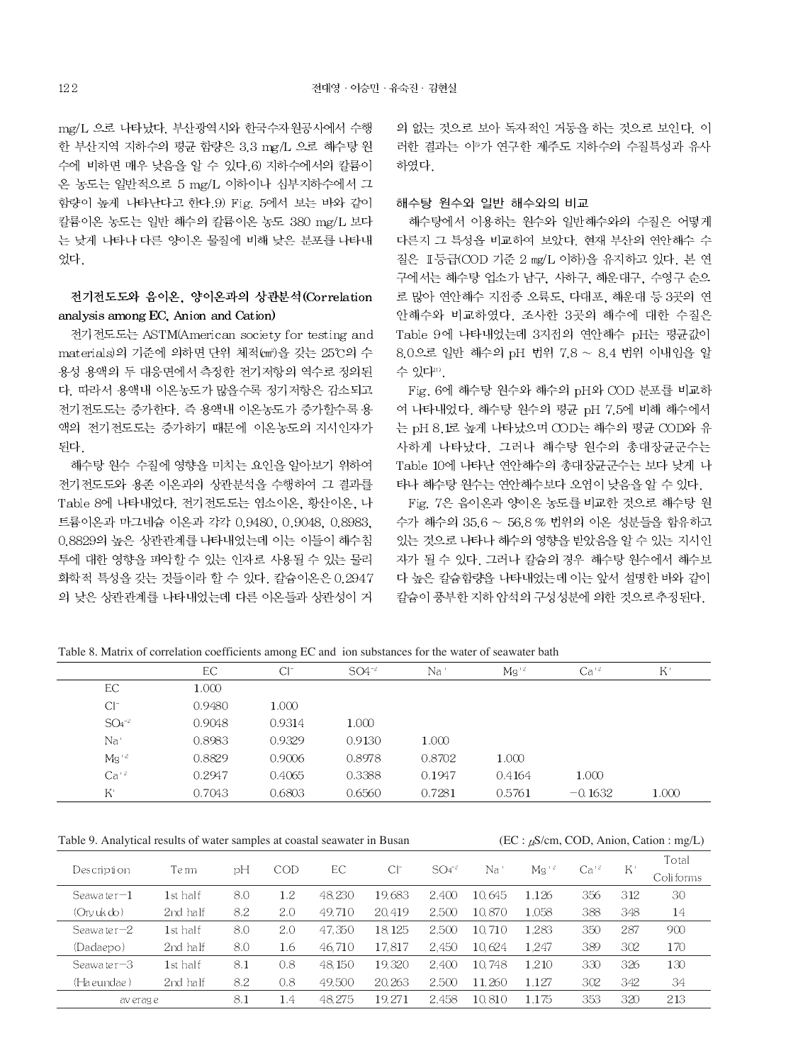mg/L 으로 나타났다. 부산광역시와 한국수자원공사에서 수행한 부산지역 지하수의 평균 함량은 3.3 mg/L 으로 해수탕 원수에 비하면 매우 낮음을 알 수 있다.6) 지하수에서의 칼륨이온 농도는 일반적으로 5 mg/L 이하이나 심부지하수에서 그 함량이 높게 나타난다고 한다.9) Fig. 5에서 보는 바와 같이 칼륨이온 농도는 일반 해수의 칼륨이온 농도 380 mg/L 보다는 낮게 나타나 다른 양이온 물질에 비해 낮은 분포를 나타내었다.

## 전기전도도와 음이온, 양이온과의 상관분석(Correlation analysis among EC, Anion and Cation)

전기전도도는 ASTM(American society for testing and materials)의 기준에 의하면 단위 체적(㎤)을 갖는 25℃의 수용성 용액의 두 대응면에서 측정한 전기저항의 역수로 정의된다. 따라서 용액내 이온농도가 많을수록 정기저항은 감소되고 전기전도도는 증가한다. 즉 용액내 이온농도가 증가할수록 용액의 전기전도도는 증가하기 때문에 이온농도의 지시인자가 된다.

해수탕 원수 수질에 영향을 미치는 요인을 알아보기 위하여 전기전도도와 용존 이온과의 상관분석을 수행하여 그 결과를 Table 8에 나타내었다. 전기전도도는 염소이온, 황산이온, 나트륨이온과 마그네슘 이온과 각각 0.9480, 0.9048, 0.8983, 0.8829의 높은 상관관계를 나타내었는데 이는 이들이 해수침투에 대한 영향을 파악할 수 있는 인자로 사용될 수 있는 물리화학적 특성을 갖는 것들이라 할 수 있다. 칼슘이온은 0.2947의 낮은 상관관계를 나타내었는데 다른 이온들과 상관성이 거의 없는 것으로 보아 독자적인 거동을 하는 것으로 보인다. 이러한 결과는 이[9]가 연구한 제주도 지하수의 수질특성과 유사하였다.

## 해수탕 원수와 일반 해수와의 비교

해수탕에서 이용하는 원수와 일반해수와의 수질은 어떻게 다른지 그 특성을 비교하여 보았다. 현재 부산의 연안해수 수질은 Ⅱ등급(COD 기준 2 ㎎/L 이하)을 유지하고 있다. 본 연구에서는 해수탕 업소가 남구, 사하구, 해운대구, 수영구 순으로 많아 연안해수 지점중 오륙도, 다대포, 해운대 등 3곳의 연안해수와 비교하였다. 조사한 3곳의 해수에 대한 수질은 Table 9에 나타내었는데 3지점의 연안해수 pH는 평균값이 8.0으로 일반 해수의 pH 범위 7.8 ~ 8.4 범위 이내임을 알 수 있다[11].

Fig. 6에 해수탕 원수와 해수의 pH와 COD 분포를 비교하여 나타내었다. 해수탕 원수의 평균 pH 7.5에 비해 해수에서는 pH 8.1로 높게 나타났으며 COD는 해수의 평균 COD와 유사하게 나타났다. 그러나 해수탕 원수의 총대장균군수는 Table 10에 나타난 연안해수의 총대장균군수는 보다 낮게 나타나 해수탕 원수는 연안해수보다 오염이 낮음을 알 수 있다.

Fig. 7은 음이온과 양이온 농도를 비교한 것으로 해수탕 원수가 해수의 35.6 ~ 56.8 % 범위의 이온 성분들을 함유하고 있는 것으로 나타나 해수의 영향을 받았음을 알 수 있는 지시인자가 될 수 있다. 그러나 칼슘의 경우 해수탕 원수에서 해수보다 높은 칼슘함량을 나타내었는데 이는 앞서 설명한 바와 같이 칼슘이 풍부한 지하 암석의 구성성분에 의한 것으로 추정된다.

Table 8. Matrix of correlation coefficients among EC and ion substances for the water of seawater bath

| | EC | $Cl^-$ | $SO_4^{-2}$ | $Na^+$ | $Mg^{+2}$ | $Ca^{+2}$ | $K^+$ |
|---|---|---|---|---|---|---|---|
| EC | 1.000 | | | | | | |
| $Cl^-$ | 0.9480 | 1.000 | | | | | |
| $SO_4^{-2}$ | 0.9048 | 0.9314 | 1.000 | | | | |
| $Na^+$ | 0.8983 | 0.9329 | 0.9130 | 1.000 | | | |
| $Mg^{+2}$ | 0.8829 | 0.9006 | 0.8978 | 0.8702 | 1.000 | | |
| $Ca^{+2}$ | 0.2947 | 0.4065 | 0.3388 | 0.1947 | 0.4164 | 1.000 | |
| $K^+$ | 0.7043 | 0.6803 | 0.6560 | 0.7281 | 0.5761 | −0.1632 | 1.000 |

Table 9. Analytical results of water samples at coastal seawater in Busan (EC : μS/cm, COD, Anion, Cation : mg/L)

| Description | Term | pH | COD | EC | $Cl^-$ | $SO_4^{-2}$ | $Na^+$ | $Mg^{+2}$ | $Ca^{+2}$ | $K^+$ | Total Coliforms |
|---|---|---|---|---|---|---|---|---|---|---|---|
| Seawater−1 | 1st half | 8.0 | 1.2 | 48,230 | 19,683 | 2,400 | 10,645 | 1,126 | 356 | 312 | 30 |
| (Oryukdo) | 2nd half | 8.2 | 2.0 | 49,710 | 20,419 | 2,500 | 10,870 | 1,058 | 388 | 348 | 14 |
| Seawater−2 | 1st half | 8.0 | 2.0 | 47,350 | 18,125 | 2,500 | 10,710 | 1,283 | 350 | 287 | 900 |
| (Dadaepo) | 2nd half | 8.0 | 1.6 | 46,710 | 17,817 | 2,450 | 10,624 | 1,247 | 389 | 302 | 170 |
| Seawater−3 | 1st half | 8.1 | 0.8 | 48,150 | 19,320 | 2,400 | 10,748 | 1,210 | 330 | 326 | 130 |
| (Haeundae) | 2nd half | 8.2 | 0.8 | 49,500 | 20,263 | 2,500 | 11,260 | 1,127 | 302 | 342 | 34 |
| average | | 8.1 | 1.4 | 48,275 | 19,271 | 2,458 | 10,810 | 1,175 | 353 | 320 | 213 |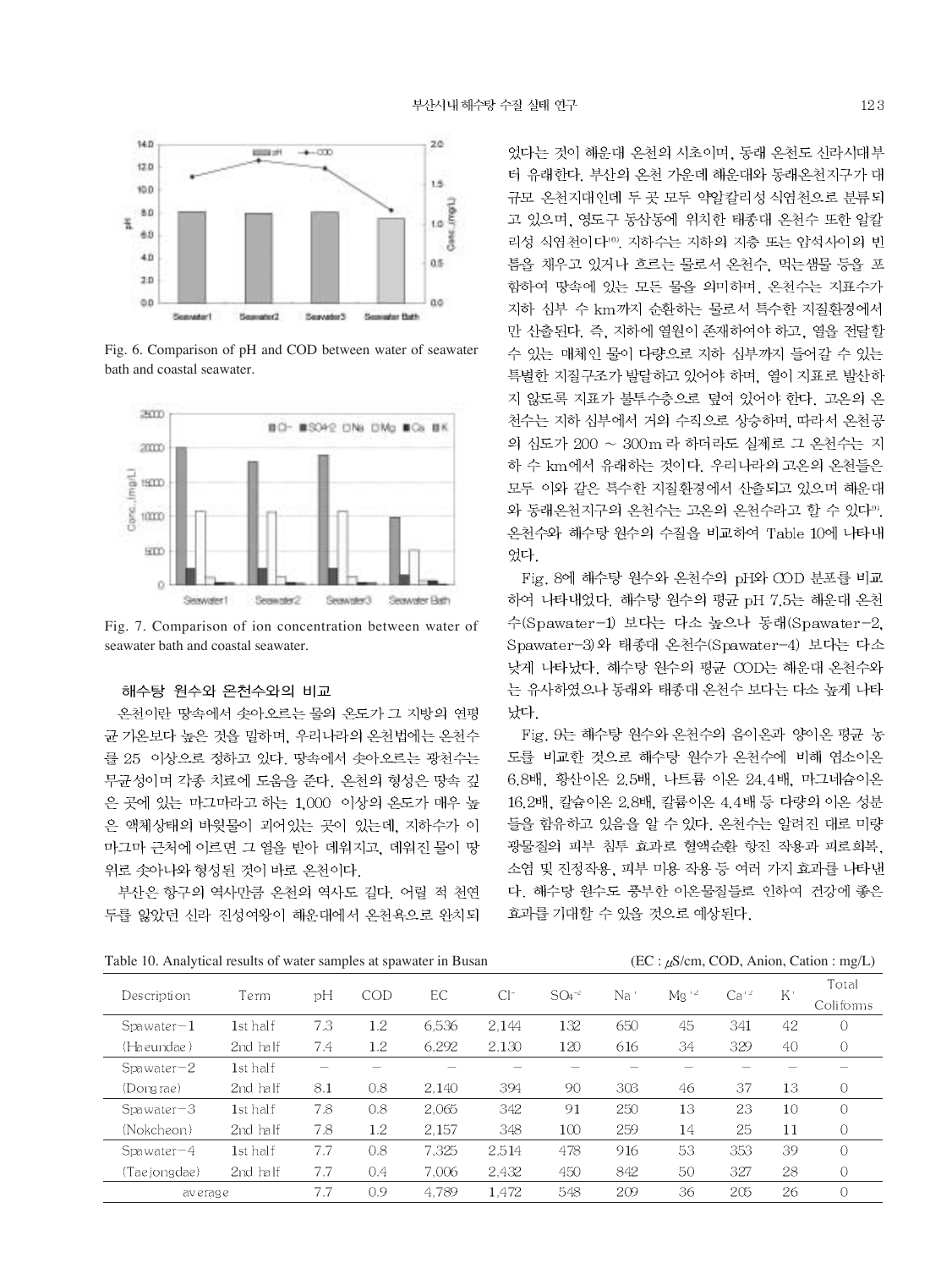Fig. 6. Comparison of pH and COD between water of seawater bath and coastal seawater.

Fig. 7. Comparison of ion concentration between water of seawater bath and coastal seawater.

### 해수탕 원수와 온천수와의 비교

온천이란 땅속에서 솟아오르는 물의 온도가 그 지방의 연평균 기온보다 높은 것을 말하며, 우리나라의 온천법에는 온천수를 25 이상으로 정하고 있다. 땅속에서 솟아오르는 광천수는 무균성이며 각종 치료에 도움을 준다. 온천의 형성은 땅속 깊은 곳에 있는 마그마라고 하는 1,000 이상의 온도가 매우 높은 액체상태의 바윗물이 괴어있는 곳이 있는데, 지하수가 이 마그마 근처에 이르면 그 열을 받아 데워지고, 데워진 물이 땅위로 솟아나와 형성된 것이 바로 온천이다.

부산은 항구의 역사만큼 온천의 역사도 길다. 어릴 적 천연두를 앓았던 신라 진성여왕이 해운대에서 온천욕으로 완치되었다는 것이 해운대 온천의 시초이며, 동래 온천도 신라시대부터 유래한다. 부산의 온천 가운데 해운대와 동래온천지구가 대규모 온천지대인데 두 곳 모두 약알칼리성 식염천으로 분류되고 있으며, 영도구 동삼동에 위치한 태종대 온천수 또한 알칼리성 식염천이다[10]. 지하수는 지하의 지층 또는 암석사이의 빈틈을 채우고 있거나 흐르는 물로서 온천수, 먹는샘물 등을 포함하여 땅속에 있는 모든 물을 의미하며, 온천수는 지표수가 지하 심부 수 km까지 순환하는 물로서 특수한 지질환경에서만 산출된다. 즉, 지하에 열원이 존재하여야 하고, 열을 전달할 수 있는 매체인 물이 다량으로 지하 심부까지 들어갈 수 있는 특별한 지질구조가 발달하고 있어야 하며, 열이 지표로 발산하지 않도록 지표가 불투수층으로 덮여 있어야 한다. 고온의 온천수는 지하 심부에서 거의 수직으로 상승하며, 따라서 온천공의 심도가 200 ~ 300m 라 하더라도 실제로 그 온천수는 지하 수 km에서 유래하는 것이다. 우리나라의 고온의 온천들은 모두 이와 같은 특수한 지질환경에서 산출되고 있으며 해운대와 동래온천지구의 온천수는 고온의 온천수라고 할 수 있다[9]. 온천수와 해수탕 원수의 수질을 비교하여 Table 10에 나타내었다.

Fig. 8에 해수탕 원수와 온천수의 pH와 COD 분포를 비교하여 나타내었다. 해수탕 원수의 평균 pH 7.5는 해운대 온천수(Spawater-1) 보다는 다소 높으나 동래(Spawater-2, Spawater-3)와 태종대 온천수(Spawater-4) 보다는 다소 낮게 나타났다. 해수탕 원수의 평균 COD는 해운대 온천수와는 유사하였으나 동래와 태종대 온천수 보다는 다소 높게 나타났다.

Fig. 9는 해수탕 원수와 온천수의 음이온과 양이온 평균 농도를 비교한 것으로 해수탕 원수가 온천수에 비해 염소이온 6.8배, 황산이온 2.5배, 나트륨 이온 24.4배, 마그네슘이온 16.2배, 칼슘이온 2.8배, 칼륨이온 4.4배 등 다량의 이온 성분들을 함유하고 있음을 알 수 있다. 온천수는 알려진 대로 미량 광물질의 피부 침투 효과로 혈액순환 향진 작용과 피로회복, 소염 및 진정작용, 피부 미용 작용 등 여러 가지 효과를 나타낸다. 해수탕 원수도 풍부한 이온물질들로 인하여 건강에 좋은 효과를 기대할 수 있을 것으로 예상된다.

Table 10. Analytical results of water samples at spawater in Busan (EC : $\mu$S/cm, COD, Anion, Cation : mg/L)

| Description | Term | pH | COD | EC | $Cl^-$ | $SO_4^{-2}$ | $Na^+$ | $Mg^{+2}$ | $Ca^{+2}$ | $K^+$ | Total Coliforms |
|---|---|---|---|---|---|---|---|---|---|---|---|
| Spawater-1 | 1st half | 7.3 | 1.2 | 6,536 | 2,144 | 132 | 650 | 45 | 341 | 42 | 0 |
| (Haeundae) | 2nd half | 7.4 | 1.2 | 6,292 | 2,130 | 120 | 616 | 34 | 329 | 40 | 0 |
| Spawater-2 | 1st half | – | – | – | – | – | – | – | – | – | – |
| (Dongrae) | 2nd half | 8.1 | 0.8 | 2,140 | 394 | 90 | 303 | 46 | 37 | 13 | 0 |
| Spawater-3 | 1st half | 7.8 | 0.8 | 2,065 | 342 | 91 | 250 | 13 | 23 | 10 | 0 |
| (Nokcheon) | 2nd half | 7.8 | 1.2 | 2,157 | 348 | 100 | 259 | 14 | 25 | 11 | 0 |
| Spawater-4 | 1st half | 7.7 | 0.8 | 7,325 | 2,514 | 478 | 916 | 53 | 353 | 39 | 0 |
| (Taejongdae) | 2nd half | 7.7 | 0.4 | 7,006 | 2,432 | 450 | 842 | 50 | 327 | 28 | 0 |
| average | | 7.7 | 0.9 | 4,789 | 1,472 | 548 | 209 | 36 | 205 | 26 | 0 |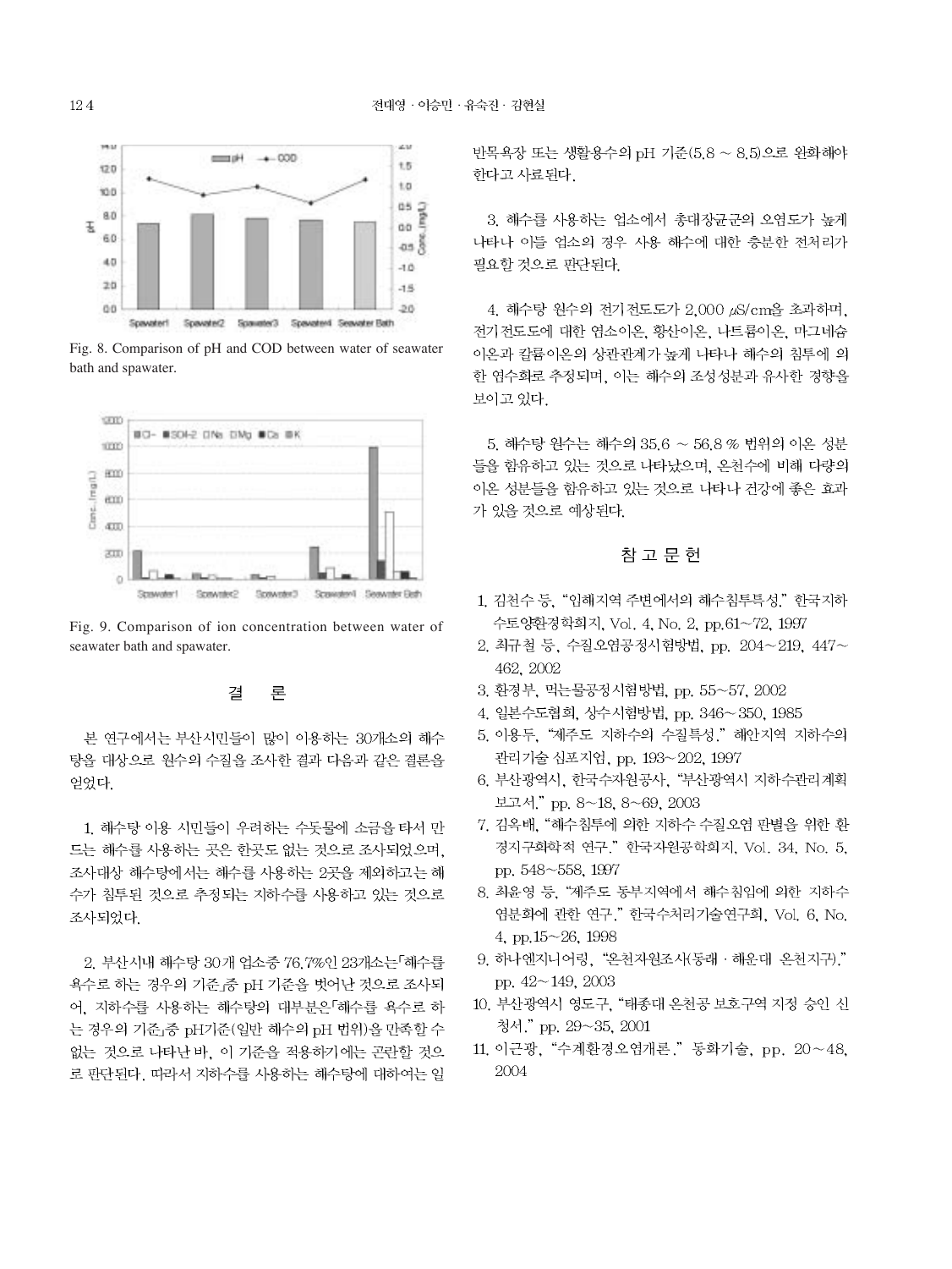14.0
12.0
10.0
8.0
6.0
4.0
2.0
0.0

pH
COD

2.0
1.5
1.0
0.5
0.0
-0.5
-1.0
-1.5
-2.0

Conc. (mg/L)

Spawater1 Spawater2 Spawater3 Spawater4 Seawater Bath

Fig. 8. Comparison of pH and COD between water of seawater bath and spawater.

1200
1000
800
600
400
200
0

Cl- SO4-2 Na Mg Ca K

Conc. (mg/L)

Spawater1 Spawater2 Spawater3 Spawater4 Seawater Bath

Fig. 9. Comparison of ion concentration between water of seawater bath and spawater.

## 결 론

본 연구에서는 부산시민들이 많이 이용하는 30개소의 해수탕을 대상으로 원수의 수질을 조사한 결과 다음과 같은 결론을 얻었다.

1. 해수탕 이용 시민들이 우려하는 수돗물에 소금을 타서 만드는 해수를 사용하는 곳은 한곳도 없는 것으로 조사되었으며, 조사대상 해수탕에서는 해수를 사용하는 2곳을 제외하고는 해수가 침투된 것으로 추정되는 지하수를 사용하고 있는 것으로 조사되었다.

2. 부산시내 해수탕 30개 업소중 76.7%인 23개소는「해수를 욕수로 하는 경우의 기준」중 pH 기준을 벗어난 것으로 조사되어, 지하수를 사용하는 해수탕의 대부분은「해수를 욕수로 하는 경우의 기준」중 pH기준(일반 해수의 pH 범위)을 만족할 수 없는 것으로 나타난 바, 이 기준을 적용하기에는 곤란할 것으로 판단된다. 따라서 지하수를 사용하는 해수탕에 대하여는 일반목욕장 또는 생활용수의 pH 기준(5.8 ~ 8.5)으로 완화해야 한다고 사료된다.

3. 해수를 사용하는 업소에서 총대장균군의 오염도가 높게 나타나 이들 업소의 경우 사용 해수에 대한 충분한 전처리가 필요할 것으로 판단된다.

4. 해수탕 원수의 전기전도도가 2,000 $\mu$S/cm을 초과하며, 전기전도도에 대한 염소이온, 황산이온, 나트륨이온, 마그네슘이온과 칼륨이온의 상관관계가 높게 나타나 해수의 침투에 의한 염수화로 추정되며, 이는 해수의 조성성분과 유사한 경향을 보이고 있다.

5. 해수탕 원수는 해수의 35.6 ~ 56.8 % 범위의 이온 성분들을 함유하고 있는 것으로 나타났으며, 온천수에 비해 다량의 이온 성분들을 함유하고 있는 것으로 나타나 건강에 좋은 효과가 있을 것으로 예상된다.

## 참 고 문 헌

1. 김천수 등, "임해지역 주변에서의 해수침투특성." 한국지하수토양환경학회지, Vol. 4, No. 2, pp.61~72, 1997
2. 최규철 등, 수질오염공정시험방법, pp. 204~219, 447~462, 2002
3. 환경부, 먹는물공정시험방법, pp. 55~57, 2002
4. 일본수도협회, 상수시험방법, pp. 346~350, 1985
5. 이용두, "제주도 지하수의 수질특성." 해안지역 지하수의 관리기술 심포지엄, pp. 193~202, 1997
6. 부산광역시, 한국수자원공사, "부산광역시 지하수관리계획 보고서." pp. 8~18, 8~69, 2003
7. 김옥배, "해수침투에 의한 지하수 수질오염 판별을 위한 환경지구화학적 연구." 한국자원공학회지, Vol. 34, No. 5, pp. 548~558, 1997
8. 최윤영 등, "제주도 동부지역에서 해수침입에 의한 지하수 염분화에 관한 연구." 한국수처리기술연구회, Vol. 6, No. 4, pp.15~26, 1998
9. 하나엔지니어링, "온천자원조사(동래 · 해운대 온천지구)." pp. 42~149, 2003
10. 부산광역시 영도구, "태종대 온천공 보호구역 지정 승인 신청서." pp. 29~35, 2001
11. 이근광, "수계환경오염개론." 동화기술, pp. 20~48, 2004